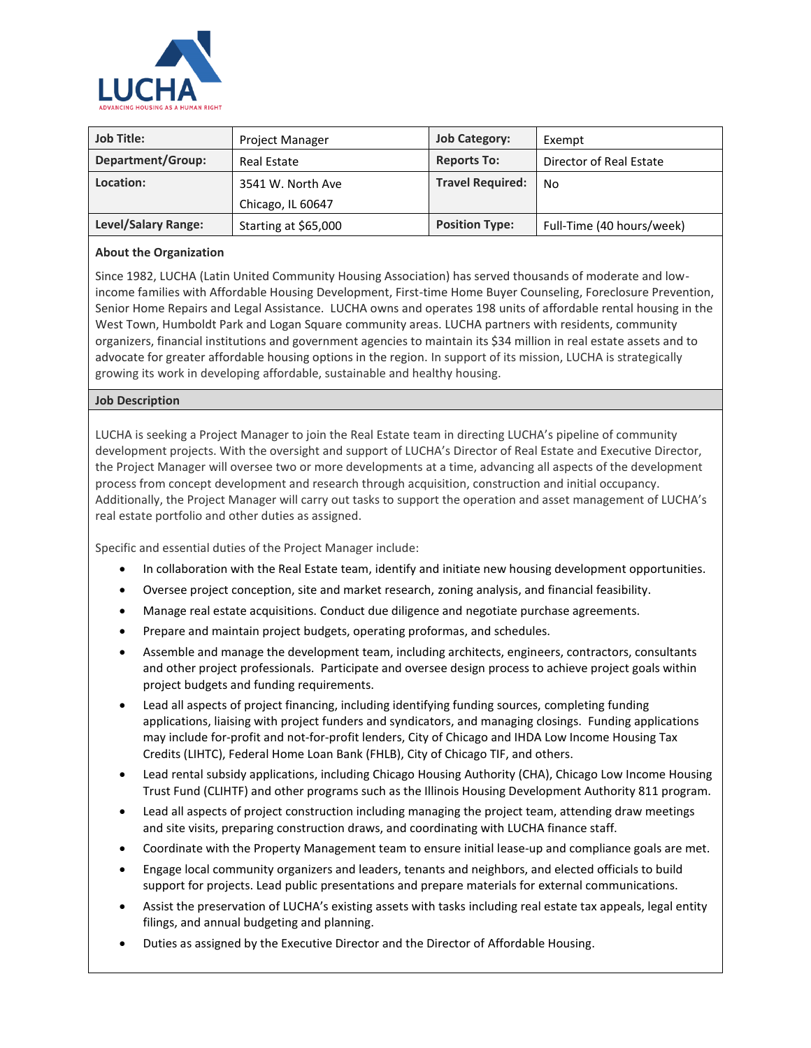LUCHA

ADVANCING HOUSING AS A HUMAN RIGHT

| **Job Title:** | Project Manager | **Job Category:** | Exempt |
|---|---|---|---|
| **Department/Group:** | Real Estate | **Reports To:** | Director of Real Estate |
| **Location:** | 3541 W. North Ave Chicago, IL 60647 | **Travel Required:** | No |
| **Level/Salary Range:** | Starting at $65,000 | **Position Type:** | Full-Time (40 hours/week) |

**About the Organization**

Since 1982, LUCHA (Latin United Community Housing Association) has served thousands of moderate and low-income families with Affordable Housing Development, First-time Home Buyer Counseling, Foreclosure Prevention, Senior Home Repairs and Legal Assistance. LUCHA owns and operates 198 units of affordable rental housing in the West Town, Humboldt Park and Logan Square community areas. LUCHA partners with residents, community organizers, financial institutions and government agencies to maintain its $34 million in real estate assets and to advocate for greater affordable housing options in the region. In support of its mission, LUCHA is strategically growing its work in developing affordable, sustainable and healthy housing.

**Job Description**

LUCHA is seeking a Project Manager to join the Real Estate team in directing LUCHA's pipeline of community development projects. With the oversight and support of LUCHA's Director of Real Estate and Executive Director, the Project Manager will oversee two or more developments at a time, advancing all aspects of the development process from concept development and research through acquisition, construction and initial occupancy. Additionally, the Project Manager will carry out tasks to support the operation and asset management of LUCHA's real estate portfolio and other duties as assigned.

Specific and essential duties of the Project Manager include:

- In collaboration with the Real Estate team, identify and initiate new housing development opportunities.
- Oversee project conception, site and market research, zoning analysis, and financial feasibility.
- Manage real estate acquisitions. Conduct due diligence and negotiate purchase agreements.
- Prepare and maintain project budgets, operating proformas, and schedules.
- Assemble and manage the development team, including architects, engineers, contractors, consultants and other project professionals. Participate and oversee design process to achieve project goals within project budgets and funding requirements.
- Lead all aspects of project financing, including identifying funding sources, completing funding applications, liaising with project funders and syndicators, and managing closings. Funding applications may include for-profit and not-for-profit lenders, City of Chicago and IHDA Low Income Housing Tax Credits (LIHTC), Federal Home Loan Bank (FHLB), City of Chicago TIF, and others.
- Lead rental subsidy applications, including Chicago Housing Authority (CHA), Chicago Low Income Housing Trust Fund (CLIHTF) and other programs such as the Illinois Housing Development Authority 811 program.
- Lead all aspects of project construction including managing the project team, attending draw meetings and site visits, preparing construction draws, and coordinating with LUCHA finance staff.
- Coordinate with the Property Management team to ensure initial lease-up and compliance goals are met.
- Engage local community organizers and leaders, tenants and neighbors, and elected officials to build support for projects. Lead public presentations and prepare materials for external communications.
- Assist the preservation of LUCHA's existing assets with tasks including real estate tax appeals, legal entity filings, and annual budgeting and planning.
- Duties as assigned by the Executive Director and the Director of Affordable Housing.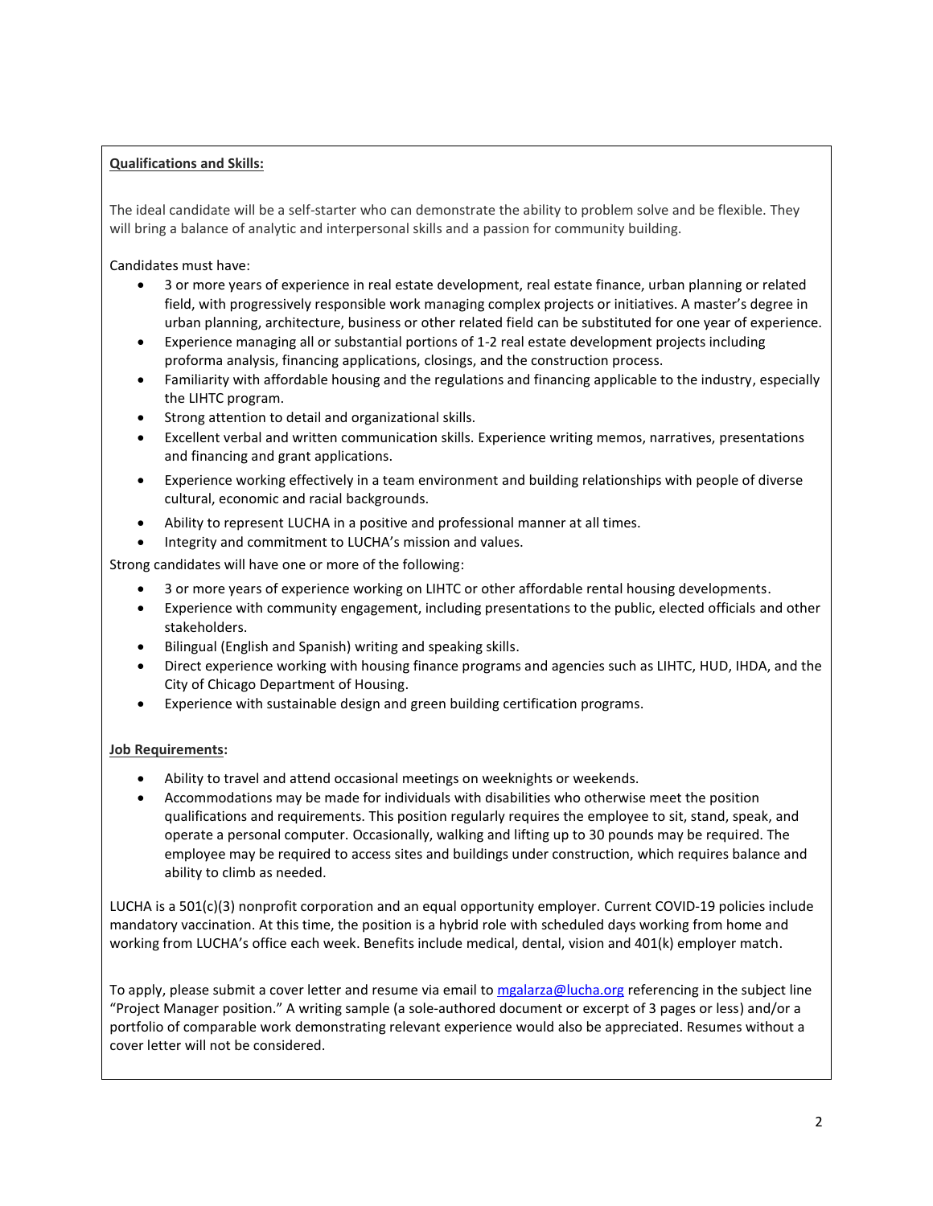**Qualifications and Skills:**

The ideal candidate will be a self-starter who can demonstrate the ability to problem solve and be flexible. They will bring a balance of analytic and interpersonal skills and a passion for community building.

Candidates must have:

- 3 or more years of experience in real estate development, real estate finance, urban planning or related field, with progressively responsible work managing complex projects or initiatives. A master's degree in urban planning, architecture, business or other related field can be substituted for one year of experience.
- Experience managing all or substantial portions of 1-2 real estate development projects including proforma analysis, financing applications, closings, and the construction process.
- Familiarity with affordable housing and the regulations and financing applicable to the industry, especially the LIHTC program.
- Strong attention to detail and organizational skills.
- Excellent verbal and written communication skills. Experience writing memos, narratives, presentations and financing and grant applications.
- Experience working effectively in a team environment and building relationships with people of diverse cultural, economic and racial backgrounds.
- Ability to represent LUCHA in a positive and professional manner at all times.
- Integrity and commitment to LUCHA's mission and values.

Strong candidates will have one or more of the following:

- 3 or more years of experience working on LIHTC or other affordable rental housing developments.
- Experience with community engagement, including presentations to the public, elected officials and other stakeholders.
- Bilingual (English and Spanish) writing and speaking skills.
- Direct experience working with housing finance programs and agencies such as LIHTC, HUD, IHDA, and the City of Chicago Department of Housing.
- Experience with sustainable design and green building certification programs.

**Job Requirements:**

- Ability to travel and attend occasional meetings on weeknights or weekends.
- Accommodations may be made for individuals with disabilities who otherwise meet the position qualifications and requirements. This position regularly requires the employee to sit, stand, speak, and operate a personal computer. Occasionally, walking and lifting up to 30 pounds may be required. The employee may be required to access sites and buildings under construction, which requires balance and ability to climb as needed.

LUCHA is a 501(c)(3) nonprofit corporation and an equal opportunity employer. Current COVID-19 policies include mandatory vaccination. At this time, the position is a hybrid role with scheduled days working from home and working from LUCHA's office each week. Benefits include medical, dental, vision and 401(k) employer match.

To apply, please submit a cover letter and resume via email to mgalarza@lucha.org referencing in the subject line "Project Manager position." A writing sample (a sole-authored document or excerpt of 3 pages or less) and/or a portfolio of comparable work demonstrating relevant experience would also be appreciated. Resumes without a cover letter will not be considered.